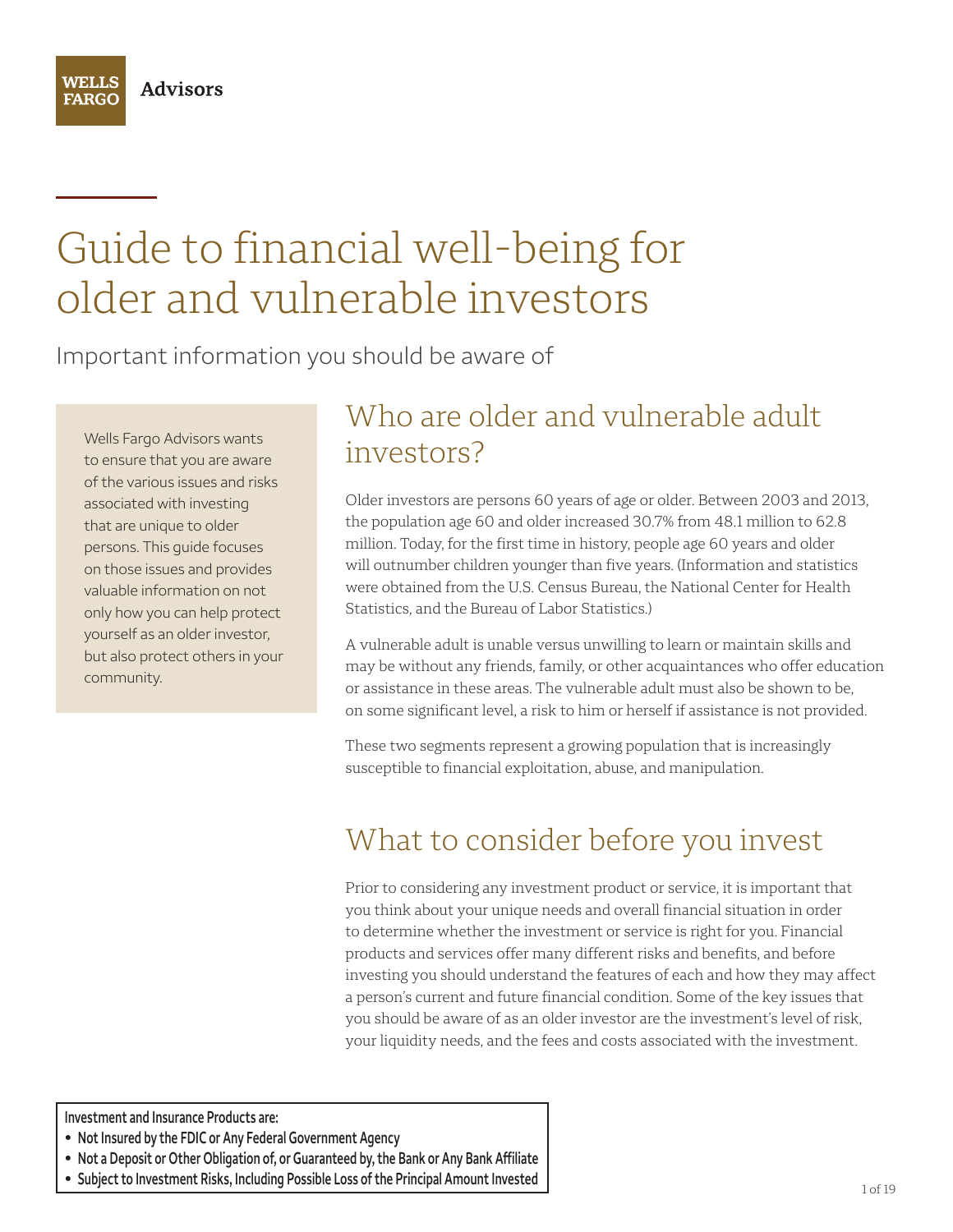Wells Fargo Advisors

# Guide to financial well-being for older and vulnerable investors

Important information you should be aware of

Wells Fargo Advisors wants to ensure that you are aware of the various issues and risks associated with investing that are unique to older persons. This guide focuses on those issues and provides valuable information on not only how you can help protect yourself as an older investor, but also protect others in your community.

## Who are older and vulnerable adult investors?

Older investors are persons 60 years of age or older. Between 2003 and 2013, the population age 60 and older increased 30.7% from 48.1 million to 62.8 million. Today, for the first time in history, people age 60 years and older will outnumber children younger than five years. (Information and statistics were obtained from the U.S. Census Bureau, the National Center for Health Statistics, and the Bureau of Labor Statistics.)

A vulnerable adult is unable versus unwilling to learn or maintain skills and may be without any friends, family, or other acquaintances who offer education or assistance in these areas. The vulnerable adult must also be shown to be, on some significant level, a risk to him or herself if assistance is not provided.

These two segments represent a growing population that is increasingly susceptible to financial exploitation, abuse, and manipulation.

## What to consider before you invest

Prior to considering any investment product or service, it is important that you think about your unique needs and overall financial situation in order to determine whether the investment or service is right for you. Financial products and services offer many different risks and benefits, and before investing you should understand the features of each and how they may affect a person's current and future financial condition. Some of the key issues that you should be aware of as an older investor are the investment's level of risk, your liquidity needs, and the fees and costs associated with the investment.

**Investment and Insurance Products are:**

- **Not Insured by the FDIC or Any Federal Government Agency**
- **Not a Deposit or Other Obligation of, or Guaranteed by, the Bank or Any Bank Affiliate**
- **Subject to Investment Risks, Including Possible Loss of the Principal Amount Invested**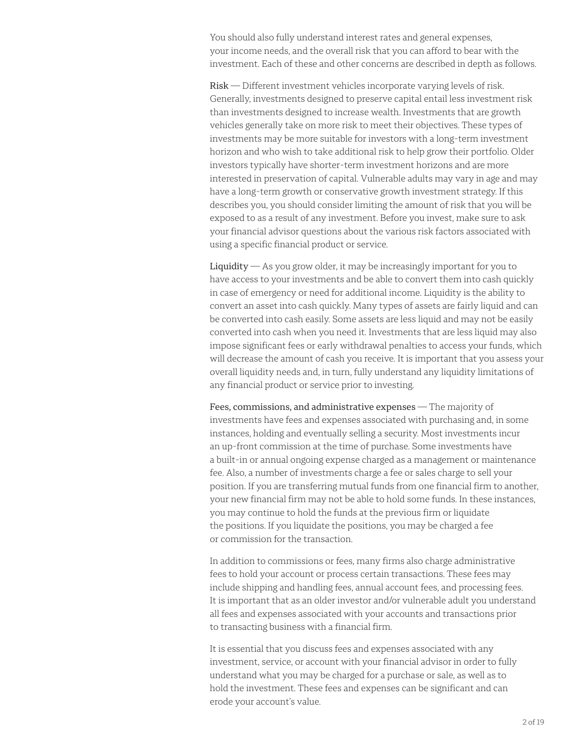You should also fully understand interest rates and general expenses, your income needs, and the overall risk that you can afford to bear with the investment. Each of these and other concerns are described in depth as follows.

Risk — Different investment vehicles incorporate varying levels of risk. Generally, investments designed to preserve capital entail less investment risk than investments designed to increase wealth. Investments that are growth vehicles generally take on more risk to meet their objectives. These types of investments may be more suitable for investors with a long-term investment horizon and who wish to take additional risk to help grow their portfolio. Older investors typically have shorter-term investment horizons and are more interested in preservation of capital. Vulnerable adults may vary in age and may have a long-term growth or conservative growth investment strategy. If this describes you, you should consider limiting the amount of risk that you will be exposed to as a result of any investment. Before you invest, make sure to ask your financial advisor questions about the various risk factors associated with using a specific financial product or service.

Liquidity — As you grow older, it may be increasingly important for you to have access to your investments and be able to convert them into cash quickly in case of emergency or need for additional income. Liquidity is the ability to convert an asset into cash quickly. Many types of assets are fairly liquid and can be converted into cash easily. Some assets are less liquid and may not be easily converted into cash when you need it. Investments that are less liquid may also impose significant fees or early withdrawal penalties to access your funds, which will decrease the amount of cash you receive. It is important that you assess your overall liquidity needs and, in turn, fully understand any liquidity limitations of any financial product or service prior to investing.

Fees, commissions, and administrative expenses — The majority of investments have fees and expenses associated with purchasing and, in some instances, holding and eventually selling a security. Most investments incur an up-front commission at the time of purchase. Some investments have a built-in or annual ongoing expense charged as a management or maintenance fee. Also, a number of investments charge a fee or sales charge to sell your position. If you are transferring mutual funds from one financial firm to another, your new financial firm may not be able to hold some funds. In these instances, you may continue to hold the funds at the previous firm or liquidate the positions. If you liquidate the positions, you may be charged a fee or commission for the transaction.

In addition to commissions or fees, many firms also charge administrative fees to hold your account or process certain transactions. These fees may include shipping and handling fees, annual account fees, and processing fees. It is important that as an older investor and/or vulnerable adult you understand all fees and expenses associated with your accounts and transactions prior to transacting business with a financial firm.

It is essential that you discuss fees and expenses associated with any investment, service, or account with your financial advisor in order to fully understand what you may be charged for a purchase or sale, as well as to hold the investment. These fees and expenses can be significant and can erode your account's value.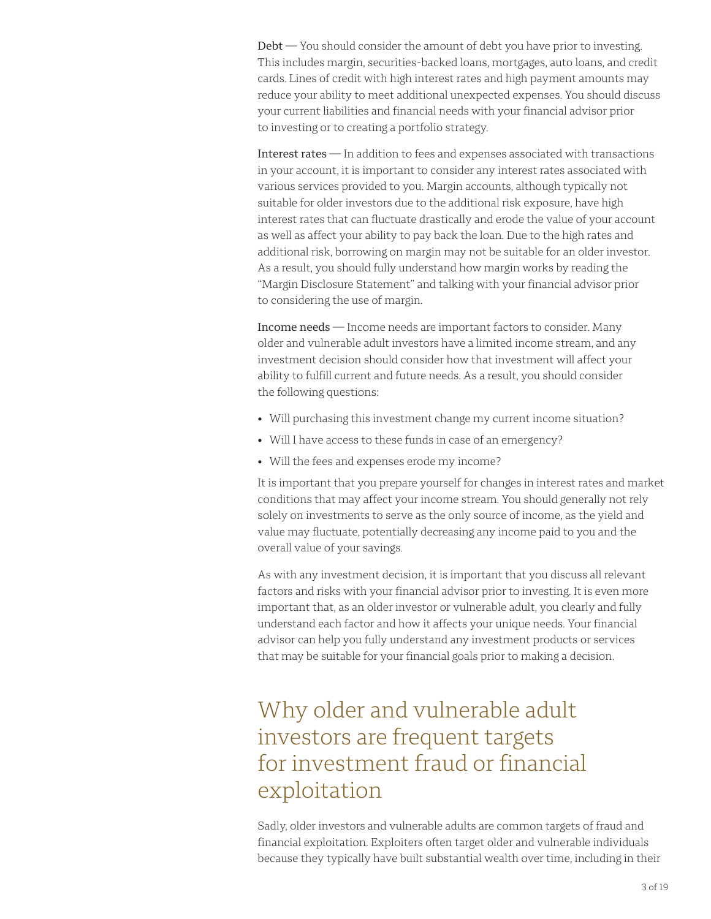Debt — You should consider the amount of debt you have prior to investing. This includes margin, securities-backed loans, mortgages, auto loans, and credit cards. Lines of credit with high interest rates and high payment amounts may reduce your ability to meet additional unexpected expenses. You should discuss your current liabilities and financial needs with your financial advisor prior to investing or to creating a portfolio strategy.

Interest rates — In addition to fees and expenses associated with transactions in your account, it is important to consider any interest rates associated with various services provided to you. Margin accounts, although typically not suitable for older investors due to the additional risk exposure, have high interest rates that can fluctuate drastically and erode the value of your account as well as affect your ability to pay back the loan. Due to the high rates and additional risk, borrowing on margin may not be suitable for an older investor. As a result, you should fully understand how margin works by reading the "Margin Disclosure Statement" and talking with your financial advisor prior to considering the use of margin.

Income needs — Income needs are important factors to consider. Many older and vulnerable adult investors have a limited income stream, and any investment decision should consider how that investment will affect your ability to fulfill current and future needs. As a result, you should consider the following questions:

- Will purchasing this investment change my current income situation?
- Will I have access to these funds in case of an emergency?
- Will the fees and expenses erode my income?

It is important that you prepare yourself for changes in interest rates and market conditions that may affect your income stream. You should generally not rely solely on investments to serve as the only source of income, as the yield and value may fluctuate, potentially decreasing any income paid to you and the overall value of your savings.

As with any investment decision, it is important that you discuss all relevant factors and risks with your financial advisor prior to investing. It is even more important that, as an older investor or vulnerable adult, you clearly and fully understand each factor and how it affects your unique needs. Your financial advisor can help you fully understand any investment products or services that may be suitable for your financial goals prior to making a decision.

## Why older and vulnerable adult investors are frequent targets for investment fraud or financial exploitation

Sadly, older investors and vulnerable adults are common targets of fraud and financial exploitation. Exploiters often target older and vulnerable individuals because they typically have built substantial wealth over time, including in their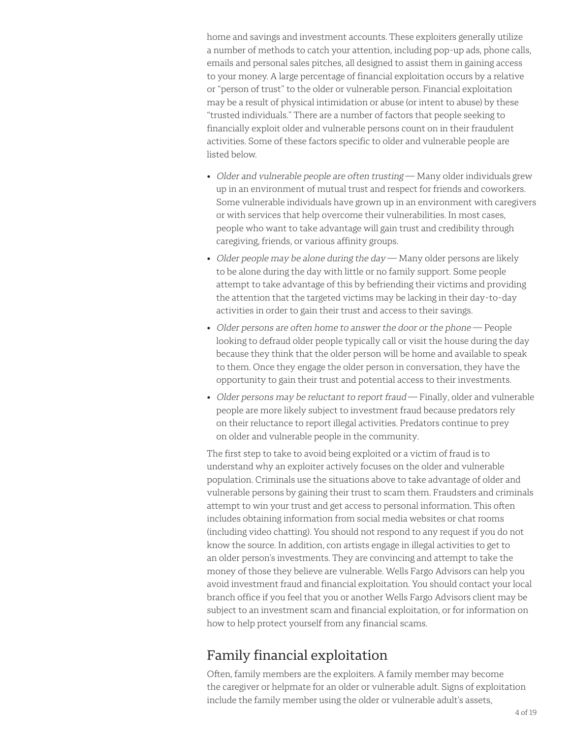home and savings and investment accounts. These exploiters generally utilize a number of methods to catch your attention, including pop-up ads, phone calls, emails and personal sales pitches, all designed to assist them in gaining access to your money. A large percentage of financial exploitation occurs by a relative or "person of trust" to the older or vulnerable person. Financial exploitation may be a result of physical intimidation or abuse (or intent to abuse) by these "trusted individuals." There are a number of factors that people seeking to financially exploit older and vulnerable persons count on in their fraudulent activities. Some of these factors specific to older and vulnerable people are listed below.

- *Older and vulnerable people are often trusting* — Many older individuals grew up in an environment of mutual trust and respect for friends and coworkers. Some vulnerable individuals have grown up in an environment with caregivers or with services that help overcome their vulnerabilities. In most cases, people who want to take advantage will gain trust and credibility through caregiving, friends, or various affinity groups.
- *Older people may be alone during the day* — Many older persons are likely to be alone during the day with little or no family support. Some people attempt to take advantage of this by befriending their victims and providing the attention that the targeted victims may be lacking in their day-to-day activities in order to gain their trust and access to their savings.
- *Older persons are often home to answer the door or the phone* — People looking to defraud older people typically call or visit the house during the day because they think that the older person will be home and available to speak to them. Once they engage the older person in conversation, they have the opportunity to gain their trust and potential access to their investments.
- *Older persons may be reluctant to report fraud* — Finally, older and vulnerable people are more likely subject to investment fraud because predators rely on their reluctance to report illegal activities. Predators continue to prey on older and vulnerable people in the community.

The first step to take to avoid being exploited or a victim of fraud is to understand why an exploiter actively focuses on the older and vulnerable population. Criminals use the situations above to take advantage of older and vulnerable persons by gaining their trust to scam them. Fraudsters and criminals attempt to win your trust and get access to personal information. This often includes obtaining information from social media websites or chat rooms (including video chatting). You should not respond to any request if you do not know the source. In addition, con artists engage in illegal activities to get to an older person's investments. They are convincing and attempt to take the money of those they believe are vulnerable. Wells Fargo Advisors can help you avoid investment fraud and financial exploitation. You should contact your local branch office if you feel that you or another Wells Fargo Advisors client may be subject to an investment scam and financial exploitation, or for information on how to help protect yourself from any financial scams.

## Family financial exploitation

Often, family members are the exploiters. A family member may become the caregiver or helpmate for an older or vulnerable adult. Signs of exploitation include the family member using the older or vulnerable adult's assets,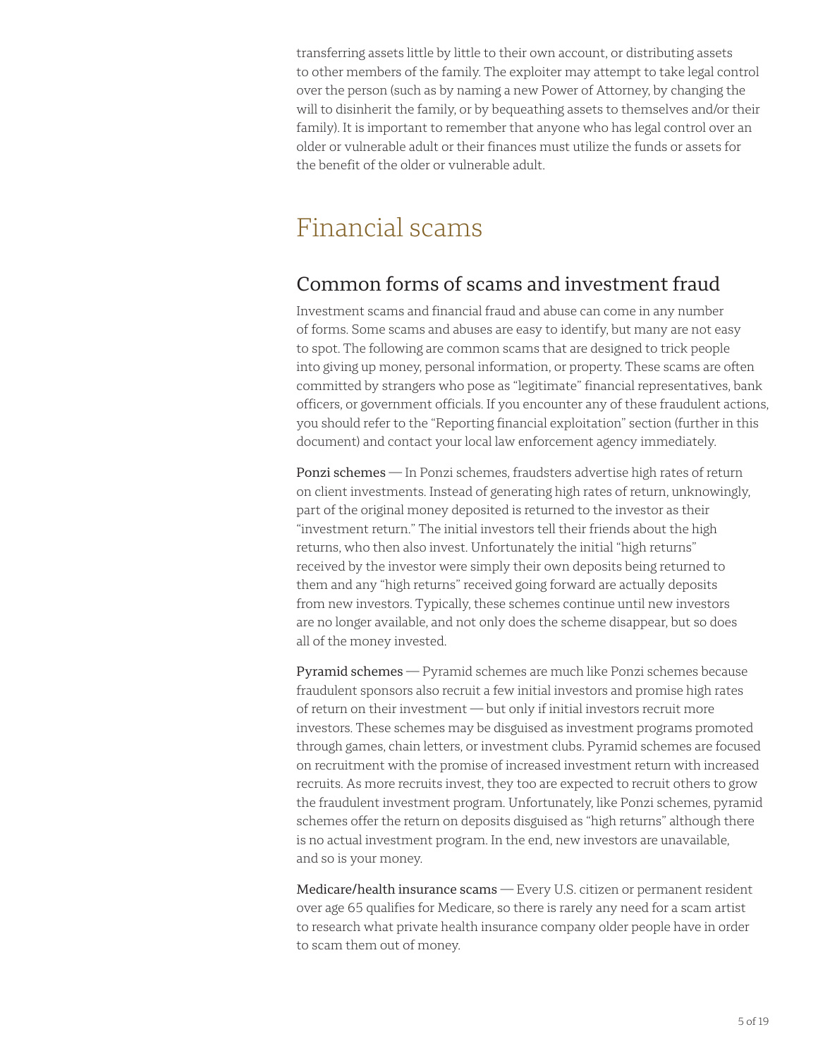transferring assets little by little to their own account, or distributing assets to other members of the family. The exploiter may attempt to take legal control over the person (such as by naming a new Power of Attorney, by changing the will to disinherit the family, or by bequeathing assets to themselves and/or their family). It is important to remember that anyone who has legal control over an older or vulnerable adult or their finances must utilize the funds or assets for the benefit of the older or vulnerable adult.

# Financial scams

## Common forms of scams and investment fraud

Investment scams and financial fraud and abuse can come in any number of forms. Some scams and abuses are easy to identify, but many are not easy to spot. The following are common scams that are designed to trick people into giving up money, personal information, or property. These scams are often committed by strangers who pose as "legitimate" financial representatives, bank officers, or government officials. If you encounter any of these fraudulent actions, you should refer to the "Reporting financial exploitation" section (further in this document) and contact your local law enforcement agency immediately.

Ponzi schemes — In Ponzi schemes, fraudsters advertise high rates of return on client investments. Instead of generating high rates of return, unknowingly, part of the original money deposited is returned to the investor as their "investment return." The initial investors tell their friends about the high returns, who then also invest. Unfortunately the initial "high returns" received by the investor were simply their own deposits being returned to them and any "high returns" received going forward are actually deposits from new investors. Typically, these schemes continue until new investors are no longer available, and not only does the scheme disappear, but so does all of the money invested.

Pyramid schemes — Pyramid schemes are much like Ponzi schemes because fraudulent sponsors also recruit a few initial investors and promise high rates of return on their investment — but only if initial investors recruit more investors. These schemes may be disguised as investment programs promoted through games, chain letters, or investment clubs. Pyramid schemes are focused on recruitment with the promise of increased investment return with increased recruits. As more recruits invest, they too are expected to recruit others to grow the fraudulent investment program. Unfortunately, like Ponzi schemes, pyramid schemes offer the return on deposits disguised as "high returns" although there is no actual investment program. In the end, new investors are unavailable, and so is your money.

Medicare/health insurance scams — Every U.S. citizen or permanent resident over age 65 qualifies for Medicare, so there is rarely any need for a scam artist to research what private health insurance company older people have in order to scam them out of money.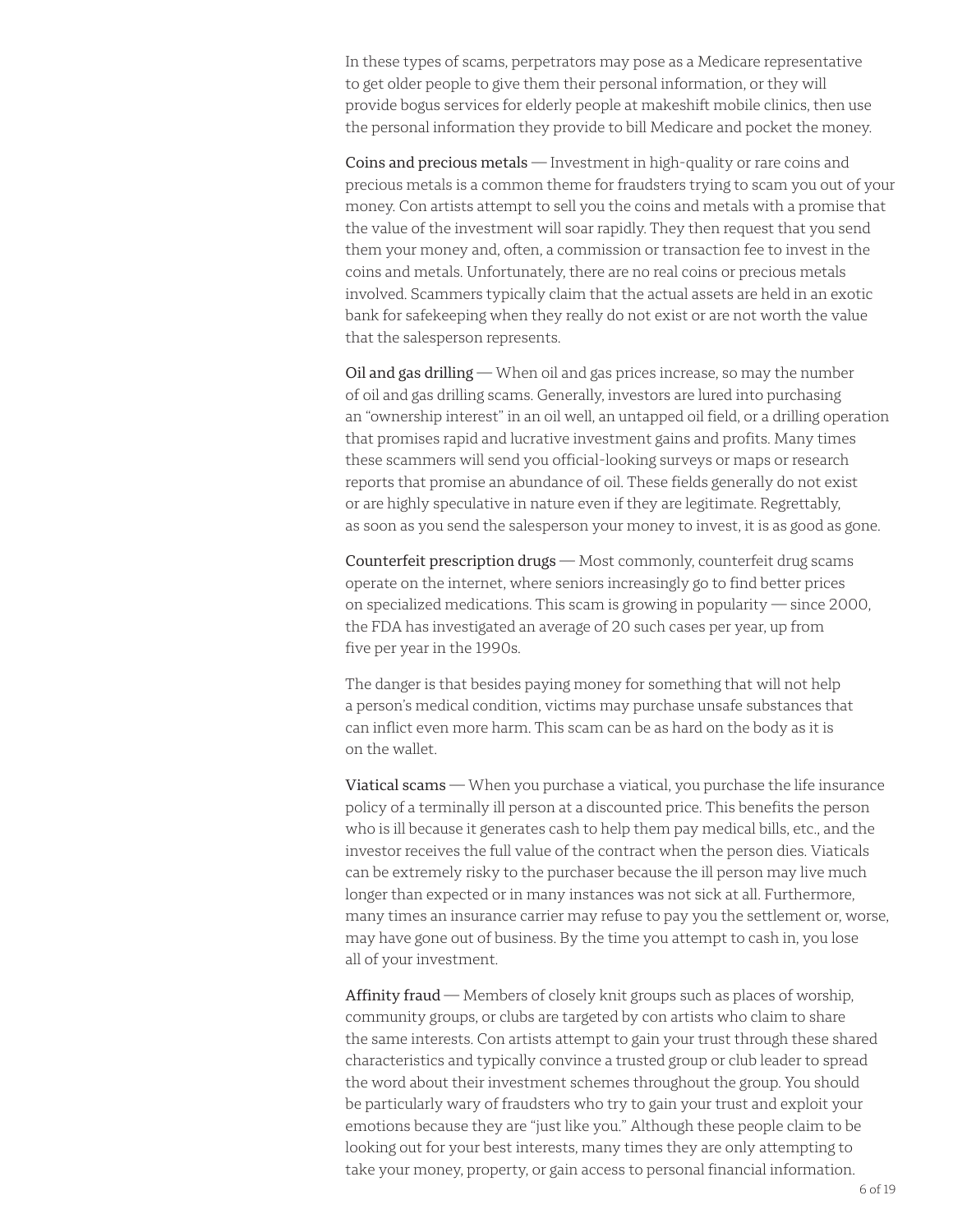In these types of scams, perpetrators may pose as a Medicare representative to get older people to give them their personal information, or they will provide bogus services for elderly people at makeshift mobile clinics, then use the personal information they provide to bill Medicare and pocket the money.

Coins and precious metals — Investment in high-quality or rare coins and precious metals is a common theme for fraudsters trying to scam you out of your money. Con artists attempt to sell you the coins and metals with a promise that the value of the investment will soar rapidly. They then request that you send them your money and, often, a commission or transaction fee to invest in the coins and metals. Unfortunately, there are no real coins or precious metals involved. Scammers typically claim that the actual assets are held in an exotic bank for safekeeping when they really do not exist or are not worth the value that the salesperson represents.

Oil and gas drilling — When oil and gas prices increase, so may the number of oil and gas drilling scams. Generally, investors are lured into purchasing an "ownership interest" in an oil well, an untapped oil field, or a drilling operation that promises rapid and lucrative investment gains and profits. Many times these scammers will send you official-looking surveys or maps or research reports that promise an abundance of oil. These fields generally do not exist or are highly speculative in nature even if they are legitimate. Regrettably, as soon as you send the salesperson your money to invest, it is as good as gone.

Counterfeit prescription drugs — Most commonly, counterfeit drug scams operate on the internet, where seniors increasingly go to find better prices on specialized medications. This scam is growing in popularity — since 2000, the FDA has investigated an average of 20 such cases per year, up from five per year in the 1990s.

The danger is that besides paying money for something that will not help a person's medical condition, victims may purchase unsafe substances that can inflict even more harm. This scam can be as hard on the body as it is on the wallet.

Viatical scams — When you purchase a viatical, you purchase the life insurance policy of a terminally ill person at a discounted price. This benefits the person who is ill because it generates cash to help them pay medical bills, etc., and the investor receives the full value of the contract when the person dies. Viaticals can be extremely risky to the purchaser because the ill person may live much longer than expected or in many instances was not sick at all. Furthermore, many times an insurance carrier may refuse to pay you the settlement or, worse, may have gone out of business. By the time you attempt to cash in, you lose all of your investment.

Affinity fraud — Members of closely knit groups such as places of worship, community groups, or clubs are targeted by con artists who claim to share the same interests. Con artists attempt to gain your trust through these shared characteristics and typically convince a trusted group or club leader to spread the word about their investment schemes throughout the group. You should be particularly wary of fraudsters who try to gain your trust and exploit your emotions because they are "just like you." Although these people claim to be looking out for your best interests, many times they are only attempting to take your money, property, or gain access to personal financial information.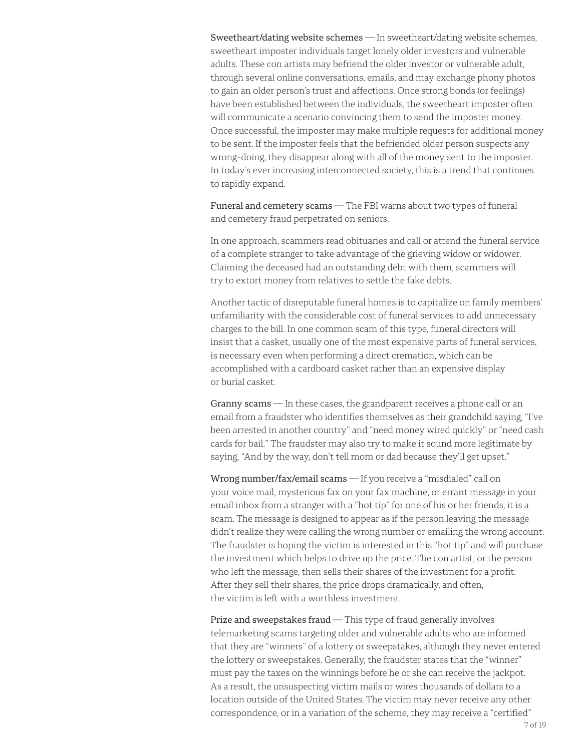**Sweetheart/dating website schemes** — In sweetheart/dating website schemes, sweetheart imposter individuals target lonely older investors and vulnerable adults. These con artists may befriend the older investor or vulnerable adult, through several online conversations, emails, and may exchange phony photos to gain an older person's trust and affections. Once strong bonds (or feelings) have been established between the individuals, the sweetheart imposter often will communicate a scenario convincing them to send the imposter money. Once successful, the imposter may make multiple requests for additional money to be sent. If the imposter feels that the befriended older person suspects any wrong-doing, they disappear along with all of the money sent to the imposter. In today's ever increasing interconnected society, this is a trend that continues to rapidly expand.

**Funeral and cemetery scams** — The FBI warns about two types of funeral and cemetery fraud perpetrated on seniors.

In one approach, scammers read obituaries and call or attend the funeral service of a complete stranger to take advantage of the grieving widow or widower. Claiming the deceased had an outstanding debt with them, scammers will try to extort money from relatives to settle the fake debts.

Another tactic of disreputable funeral homes is to capitalize on family members' unfamiliarity with the considerable cost of funeral services to add unnecessary charges to the bill. In one common scam of this type, funeral directors will insist that a casket, usually one of the most expensive parts of funeral services, is necessary even when performing a direct cremation, which can be accomplished with a cardboard casket rather than an expensive display or burial casket.

**Granny scams** — In these cases, the grandparent receives a phone call or an email from a fraudster who identifies themselves as their grandchild saying, "I've been arrested in another country" and "need money wired quickly" or "need cash cards for bail." The fraudster may also try to make it sound more legitimate by saying, "And by the way, don't tell mom or dad because they'll get upset."

**Wrong number/fax/email scams** — If you receive a "misdialed" call on your voice mail, mysterious fax on your fax machine, or errant message in your email inbox from a stranger with a "hot tip" for one of his or her friends, it is a scam. The message is designed to appear as if the person leaving the message didn't realize they were calling the wrong number or emailing the wrong account. The fraudster is hoping the victim is interested in this "hot tip" and will purchase the investment which helps to drive up the price. The con artist, or the person who left the message, then sells their shares of the investment for a profit. After they sell their shares, the price drops dramatically, and often, the victim is left with a worthless investment.

**Prize and sweepstakes fraud** — This type of fraud generally involves telemarketing scams targeting older and vulnerable adults who are informed that they are "winners" of a lottery or sweepstakes, although they never entered the lottery or sweepstakes. Generally, the fraudster states that the "winner" must pay the taxes on the winnings before he or she can receive the jackpot. As a result, the unsuspecting victim mails or wires thousands of dollars to a location outside of the United States. The victim may never receive any other correspondence, or in a variation of the scheme, they may receive a "certified"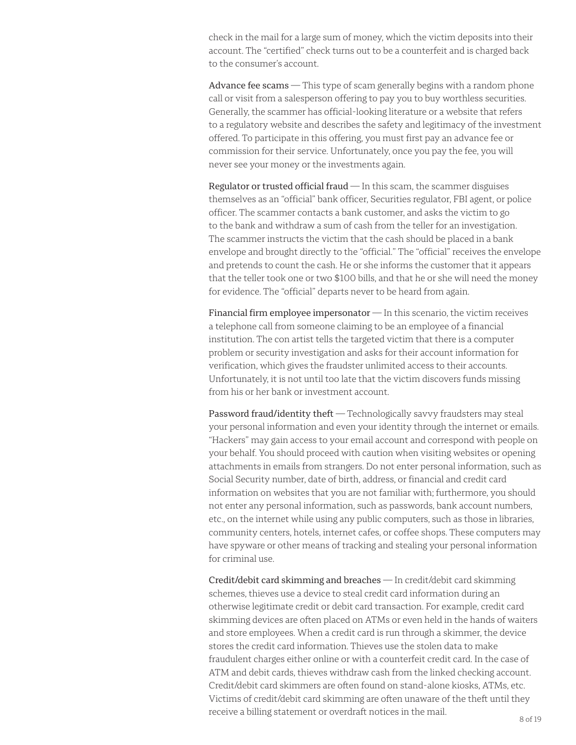check in the mail for a large sum of money, which the victim deposits into their account. The "certified" check turns out to be a counterfeit and is charged back to the consumer's account.

Advance fee scams — This type of scam generally begins with a random phone call or visit from a salesperson offering to pay you to buy worthless securities. Generally, the scammer has official-looking literature or a website that refers to a regulatory website and describes the safety and legitimacy of the investment offered. To participate in this offering, you must first pay an advance fee or commission for their service. Unfortunately, once you pay the fee, you will never see your money or the investments again.

Regulator or trusted official fraud — In this scam, the scammer disguises themselves as an "official" bank officer, Securities regulator, FBI agent, or police officer. The scammer contacts a bank customer, and asks the victim to go to the bank and withdraw a sum of cash from the teller for an investigation. The scammer instructs the victim that the cash should be placed in a bank envelope and brought directly to the "official." The "official" receives the envelope and pretends to count the cash. He or she informs the customer that it appears that the teller took one or two $100 bills, and that he or she will need the money for evidence. The "official" departs never to be heard from again.

Financial firm employee impersonator — In this scenario, the victim receives a telephone call from someone claiming to be an employee of a financial institution. The con artist tells the targeted victim that there is a computer problem or security investigation and asks for their account information for verification, which gives the fraudster unlimited access to their accounts. Unfortunately, it is not until too late that the victim discovers funds missing from his or her bank or investment account.

Password fraud/identity theft — Technologically savvy fraudsters may steal your personal information and even your identity through the internet or emails. "Hackers" may gain access to your email account and correspond with people on your behalf. You should proceed with caution when visiting websites or opening attachments in emails from strangers. Do not enter personal information, such as Social Security number, date of birth, address, or financial and credit card information on websites that you are not familiar with; furthermore, you should not enter any personal information, such as passwords, bank account numbers, etc., on the internet while using any public computers, such as those in libraries, community centers, hotels, internet cafes, or coffee shops. These computers may have spyware or other means of tracking and stealing your personal information for criminal use.

Credit/debit card skimming and breaches — In credit/debit card skimming schemes, thieves use a device to steal credit card information during an otherwise legitimate credit or debit card transaction. For example, credit card skimming devices are often placed on ATMs or even held in the hands of waiters and store employees. When a credit card is run through a skimmer, the device stores the credit card information. Thieves use the stolen data to make fraudulent charges either online or with a counterfeit credit card. In the case of ATM and debit cards, thieves withdraw cash from the linked checking account. Credit/debit card skimmers are often found on stand-alone kiosks, ATMs, etc. Victims of credit/debit card skimming are often unaware of the theft until they receive a billing statement or overdraft notices in the mail.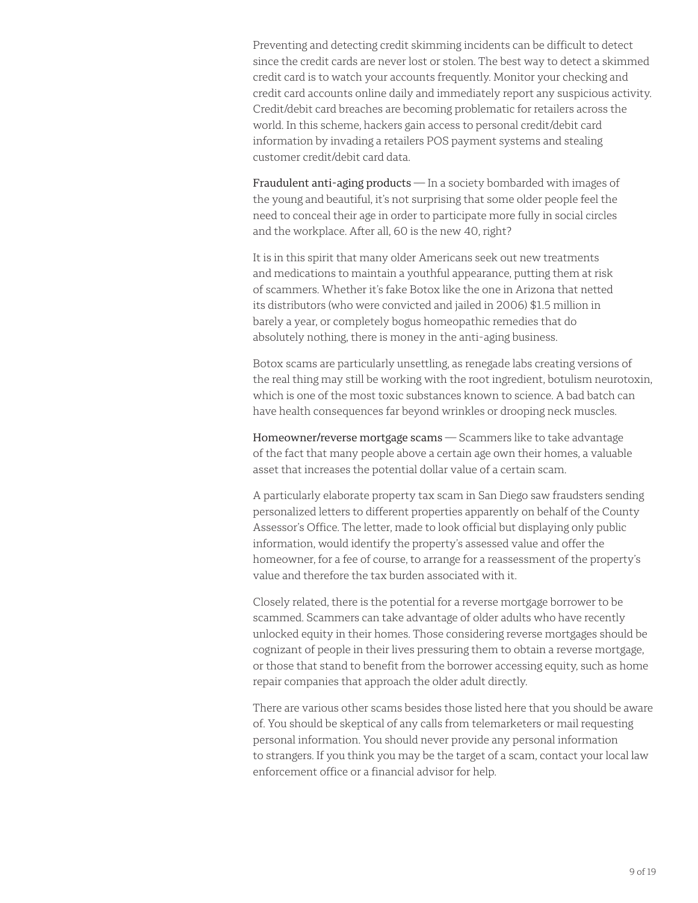Preventing and detecting credit skimming incidents can be difficult to detect since the credit cards are never lost or stolen. The best way to detect a skimmed credit card is to watch your accounts frequently. Monitor your checking and credit card accounts online daily and immediately report any suspicious activity. Credit/debit card breaches are becoming problematic for retailers across the world. In this scheme, hackers gain access to personal credit/debit card information by invading a retailers POS payment systems and stealing customer credit/debit card data.

Fraudulent anti-aging products — In a society bombarded with images of the young and beautiful, it's not surprising that some older people feel the need to conceal their age in order to participate more fully in social circles and the workplace. After all, 60 is the new 40, right?

It is in this spirit that many older Americans seek out new treatments and medications to maintain a youthful appearance, putting them at risk of scammers. Whether it's fake Botox like the one in Arizona that netted its distributors (who were convicted and jailed in 2006) $1.5 million in barely a year, or completely bogus homeopathic remedies that do absolutely nothing, there is money in the anti-aging business.

Botox scams are particularly unsettling, as renegade labs creating versions of the real thing may still be working with the root ingredient, botulism neurotoxin, which is one of the most toxic substances known to science. A bad batch can have health consequences far beyond wrinkles or drooping neck muscles.

Homeowner/reverse mortgage scams — Scammers like to take advantage of the fact that many people above a certain age own their homes, a valuable asset that increases the potential dollar value of a certain scam.

A particularly elaborate property tax scam in San Diego saw fraudsters sending personalized letters to different properties apparently on behalf of the County Assessor's Office. The letter, made to look official but displaying only public information, would identify the property's assessed value and offer the homeowner, for a fee of course, to arrange for a reassessment of the property's value and therefore the tax burden associated with it.

Closely related, there is the potential for a reverse mortgage borrower to be scammed. Scammers can take advantage of older adults who have recently unlocked equity in their homes. Those considering reverse mortgages should be cognizant of people in their lives pressuring them to obtain a reverse mortgage, or those that stand to benefit from the borrower accessing equity, such as home repair companies that approach the older adult directly.

There are various other scams besides those listed here that you should be aware of. You should be skeptical of any calls from telemarketers or mail requesting personal information. You should never provide any personal information to strangers. If you think you may be the target of a scam, contact your local law enforcement office or a financial advisor for help.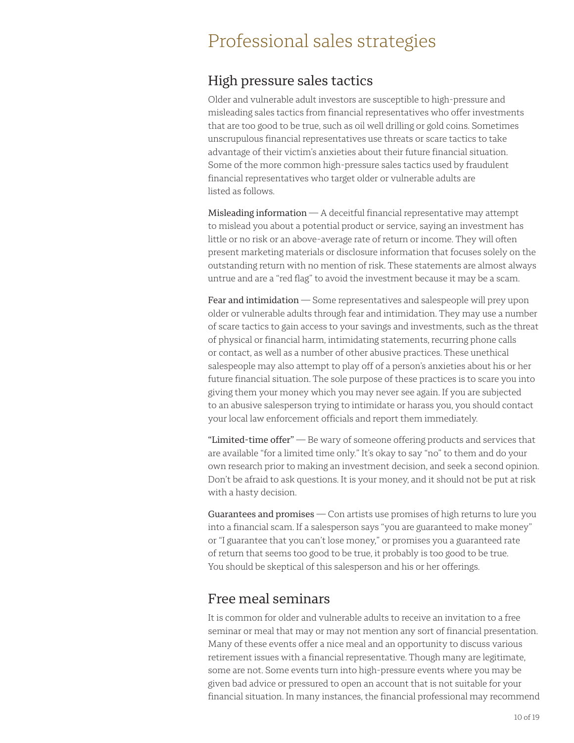# Professional sales strategies

## High pressure sales tactics

Older and vulnerable adult investors are susceptible to high-pressure and misleading sales tactics from financial representatives who offer investments that are too good to be true, such as oil well drilling or gold coins. Sometimes unscrupulous financial representatives use threats or scare tactics to take advantage of their victim's anxieties about their future financial situation. Some of the more common high-pressure sales tactics used by fraudulent financial representatives who target older or vulnerable adults are listed as follows.

Misleading information — A deceitful financial representative may attempt to mislead you about a potential product or service, saying an investment has little or no risk or an above-average rate of return or income. They will often present marketing materials or disclosure information that focuses solely on the outstanding return with no mention of risk. These statements are almost always untrue and are a "red flag" to avoid the investment because it may be a scam.

Fear and intimidation — Some representatives and salespeople will prey upon older or vulnerable adults through fear and intimidation. They may use a number of scare tactics to gain access to your savings and investments, such as the threat of physical or financial harm, intimidating statements, recurring phone calls or contact, as well as a number of other abusive practices. These unethical salespeople may also attempt to play off of a person's anxieties about his or her future financial situation. The sole purpose of these practices is to scare you into giving them your money which you may never see again. If you are subjected to an abusive salesperson trying to intimidate or harass you, you should contact your local law enforcement officials and report them immediately.

"Limited-time offer" — Be wary of someone offering products and services that are available "for a limited time only." It's okay to say "no" to them and do your own research prior to making an investment decision, and seek a second opinion. Don't be afraid to ask questions. It is your money, and it should not be put at risk with a hasty decision.

Guarantees and promises — Con artists use promises of high returns to lure you into a financial scam. If a salesperson says "you are guaranteed to make money" or "I guarantee that you can't lose money," or promises you a guaranteed rate of return that seems too good to be true, it probably is too good to be true. You should be skeptical of this salesperson and his or her offerings.

## Free meal seminars

It is common for older and vulnerable adults to receive an invitation to a free seminar or meal that may or may not mention any sort of financial presentation. Many of these events offer a nice meal and an opportunity to discuss various retirement issues with a financial representative. Though many are legitimate, some are not. Some events turn into high-pressure events where you may be given bad advice or pressured to open an account that is not suitable for your financial situation. In many instances, the financial professional may recommend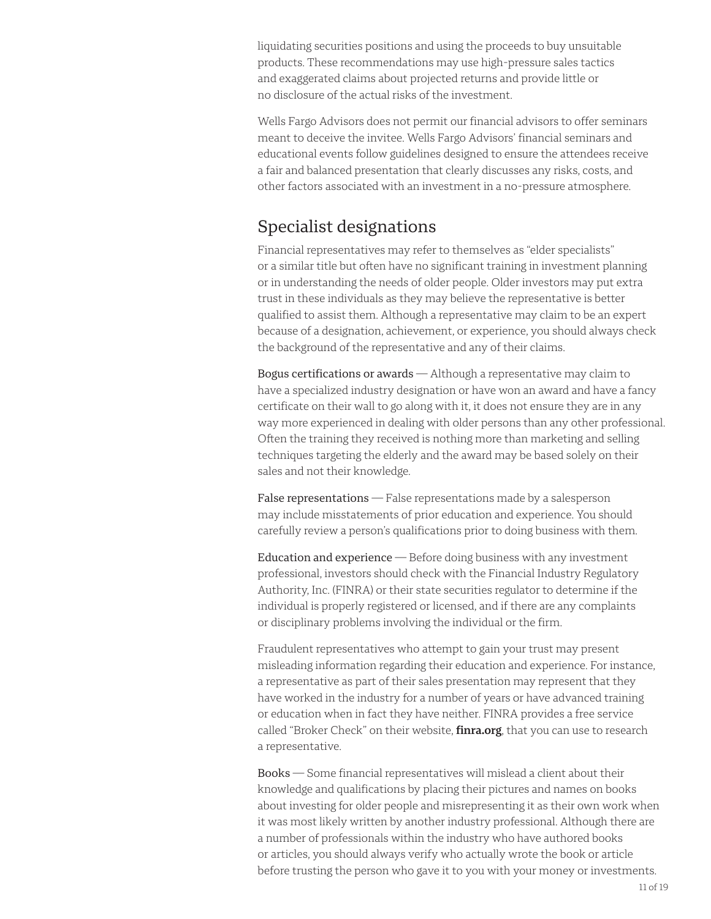liquidating securities positions and using the proceeds to buy unsuitable products. These recommendations may use high-pressure sales tactics and exaggerated claims about projected returns and provide little or no disclosure of the actual risks of the investment.

Wells Fargo Advisors does not permit our financial advisors to offer seminars meant to deceive the invitee. Wells Fargo Advisors' financial seminars and educational events follow guidelines designed to ensure the attendees receive a fair and balanced presentation that clearly discusses any risks, costs, and other factors associated with an investment in a no-pressure atmosphere.

## Specialist designations

Financial representatives may refer to themselves as "elder specialists" or a similar title but often have no significant training in investment planning or in understanding the needs of older people. Older investors may put extra trust in these individuals as they may believe the representative is better qualified to assist them. Although a representative may claim to be an expert because of a designation, achievement, or experience, you should always check the background of the representative and any of their claims.

Bogus certifications or awards — Although a representative may claim to have a specialized industry designation or have won an award and have a fancy certificate on their wall to go along with it, it does not ensure they are in any way more experienced in dealing with older persons than any other professional. Often the training they received is nothing more than marketing and selling techniques targeting the elderly and the award may be based solely on their sales and not their knowledge.

False representations — False representations made by a salesperson may include misstatements of prior education and experience. You should carefully review a person's qualifications prior to doing business with them.

Education and experience — Before doing business with any investment professional, investors should check with the Financial Industry Regulatory Authority, Inc. (FINRA) or their state securities regulator to determine if the individual is properly registered or licensed, and if there are any complaints or disciplinary problems involving the individual or the firm.

Fraudulent representatives who attempt to gain your trust may present misleading information regarding their education and experience. For instance, a representative as part of their sales presentation may represent that they have worked in the industry for a number of years or have advanced training or education when in fact they have neither. FINRA provides a free service called "Broker Check" on their website, **finra.org**, that you can use to research a representative.

Books — Some financial representatives will mislead a client about their knowledge and qualifications by placing their pictures and names on books about investing for older people and misrepresenting it as their own work when it was most likely written by another industry professional. Although there are a number of professionals within the industry who have authored books or articles, you should always verify who actually wrote the book or article before trusting the person who gave it to you with your money or investments.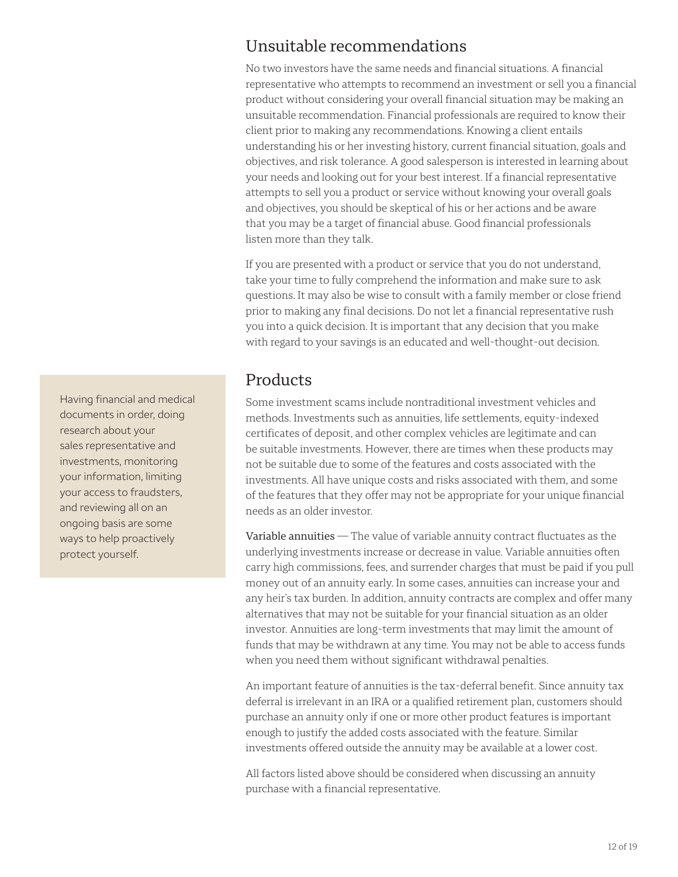## Unsuitable recommendations

No two investors have the same needs and financial situations. A financial representative who attempts to recommend an investment or sell you a financial product without considering your overall financial situation may be making an unsuitable recommendation. Financial professionals are required to know their client prior to making any recommendations. Knowing a client entails understanding his or her investing history, current financial situation, goals and objectives, and risk tolerance. A good salesperson is interested in learning about your needs and looking out for your best interest. If a financial representative attempts to sell you a product or service without knowing your overall goals and objectives, you should be skeptical of his or her actions and be aware that you may be a target of financial abuse. Good financial professionals listen more than they talk.

If you are presented with a product or service that you do not understand, take your time to fully comprehend the information and make sure to ask questions. It may also be wise to consult with a family member or close friend prior to making any final decisions. Do not let a financial representative rush you into a quick decision. It is important that any decision that you make with regard to your savings is an educated and well-thought-out decision.

> Having financial and medical documents in order, doing research about your sales representative and investments, monitoring your information, limiting your access to fraudsters, and reviewing all on an ongoing basis are some ways to help proactively protect yourself.

## Products

Some investment scams include nontraditional investment vehicles and methods. Investments such as annuities, life settlements, equity-indexed certificates of deposit, and other complex vehicles are legitimate and can be suitable investments. However, there are times when these products may not be suitable due to some of the features and costs associated with the investments. All have unique costs and risks associated with them, and some of the features that they offer may not be appropriate for your unique financial needs as an older investor.

**Variable annuities** — The value of variable annuity contract fluctuates as the underlying investments increase or decrease in value. Variable annuities often carry high commissions, fees, and surrender charges that must be paid if you pull money out of an annuity early. In some cases, annuities can increase your and any heir's tax burden. In addition, annuity contracts are complex and offer many alternatives that may not be suitable for your financial situation as an older investor. Annuities are long-term investments that may limit the amount of funds that may be withdrawn at any time. You may not be able to access funds when you need them without significant withdrawal penalties.

An important feature of annuities is the tax-deferral benefit. Since annuity tax deferral is irrelevant in an IRA or a qualified retirement plan, customers should purchase an annuity only if one or more other product features is important enough to justify the added costs associated with the feature. Similar investments offered outside the annuity may be available at a lower cost.

All factors listed above should be considered when discussing an annuity purchase with a financial representative.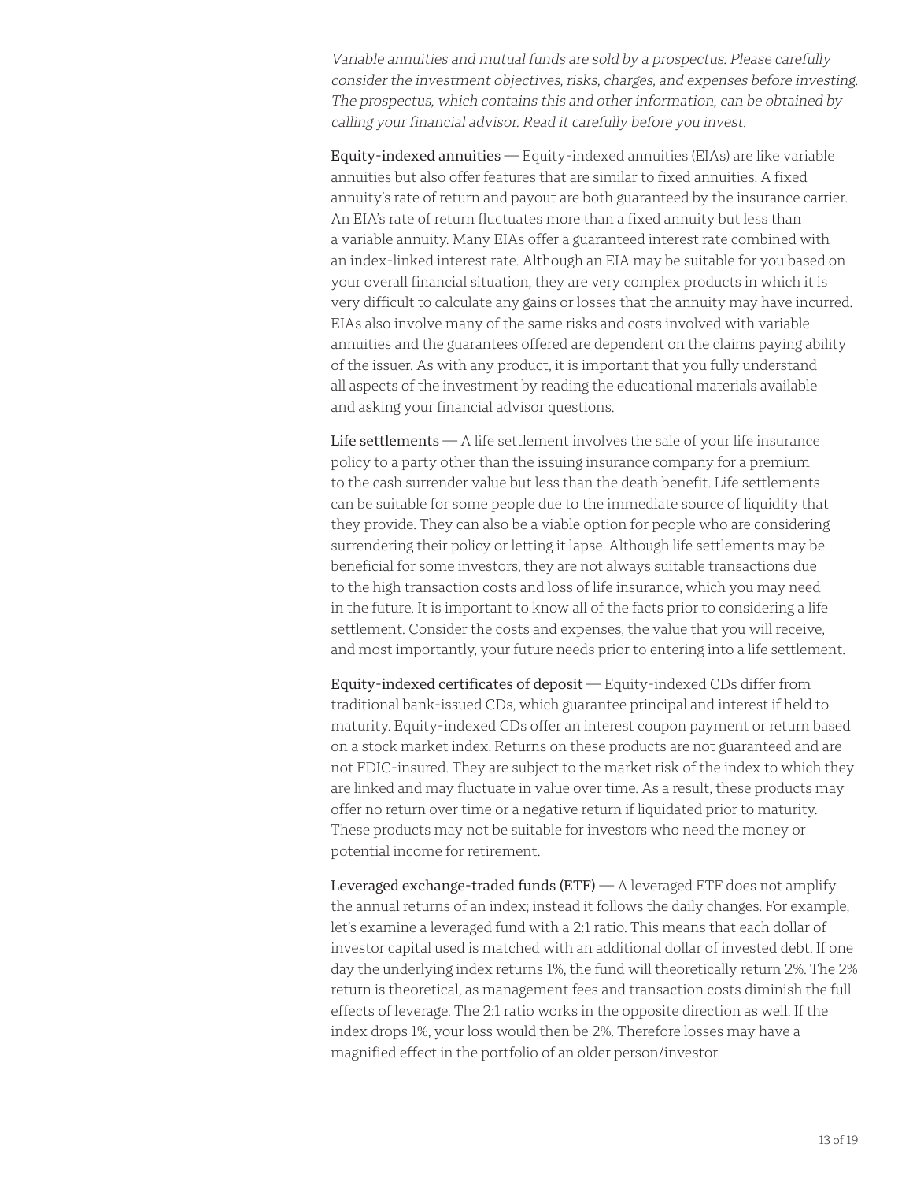*Variable annuities and mutual funds are sold by a prospectus. Please carefully consider the investment objectives, risks, charges, and expenses before investing. The prospectus, which contains this and other information, can be obtained by calling your financial advisor. Read it carefully before you invest.*

Equity-indexed annuities — Equity-indexed annuities (EIAs) are like variable annuities but also offer features that are similar to fixed annuities. A fixed annuity's rate of return and payout are both guaranteed by the insurance carrier. An EIA's rate of return fluctuates more than a fixed annuity but less than a variable annuity. Many EIAs offer a guaranteed interest rate combined with an index-linked interest rate. Although an EIA may be suitable for you based on your overall financial situation, they are very complex products in which it is very difficult to calculate any gains or losses that the annuity may have incurred. EIAs also involve many of the same risks and costs involved with variable annuities and the guarantees offered are dependent on the claims paying ability of the issuer. As with any product, it is important that you fully understand all aspects of the investment by reading the educational materials available and asking your financial advisor questions.

Life settlements — A life settlement involves the sale of your life insurance policy to a party other than the issuing insurance company for a premium to the cash surrender value but less than the death benefit. Life settlements can be suitable for some people due to the immediate source of liquidity that they provide. They can also be a viable option for people who are considering surrendering their policy or letting it lapse. Although life settlements may be beneficial for some investors, they are not always suitable transactions due to the high transaction costs and loss of life insurance, which you may need in the future. It is important to know all of the facts prior to considering a life settlement. Consider the costs and expenses, the value that you will receive, and most importantly, your future needs prior to entering into a life settlement.

Equity-indexed certificates of deposit — Equity-indexed CDs differ from traditional bank-issued CDs, which guarantee principal and interest if held to maturity. Equity-indexed CDs offer an interest coupon payment or return based on a stock market index. Returns on these products are not guaranteed and are not FDIC-insured. They are subject to the market risk of the index to which they are linked and may fluctuate in value over time. As a result, these products may offer no return over time or a negative return if liquidated prior to maturity. These products may not be suitable for investors who need the money or potential income for retirement.

Leveraged exchange-traded funds (ETF) — A leveraged ETF does not amplify the annual returns of an index; instead it follows the daily changes. For example, let's examine a leveraged fund with a 2:1 ratio. This means that each dollar of investor capital used is matched with an additional dollar of invested debt. If one day the underlying index returns 1%, the fund will theoretically return 2%. The 2% return is theoretical, as management fees and transaction costs diminish the full effects of leverage. The 2:1 ratio works in the opposite direction as well. If the index drops 1%, your loss would then be 2%. Therefore losses may have a magnified effect in the portfolio of an older person/investor.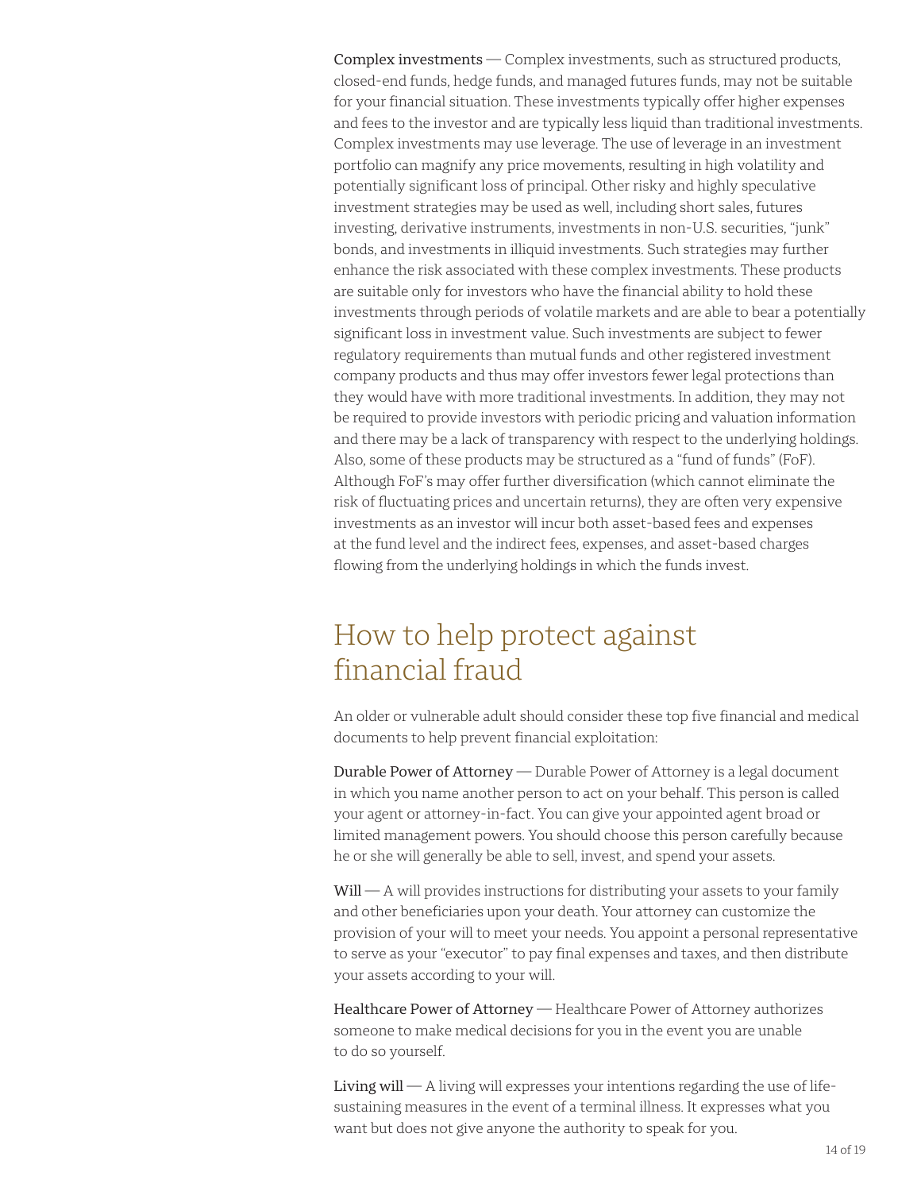Complex investments — Complex investments, such as structured products, closed-end funds, hedge funds, and managed futures funds, may not be suitable for your financial situation. These investments typically offer higher expenses and fees to the investor and are typically less liquid than traditional investments. Complex investments may use leverage. The use of leverage in an investment portfolio can magnify any price movements, resulting in high volatility and potentially significant loss of principal. Other risky and highly speculative investment strategies may be used as well, including short sales, futures investing, derivative instruments, investments in non-U.S. securities, "junk" bonds, and investments in illiquid investments. Such strategies may further enhance the risk associated with these complex investments. These products are suitable only for investors who have the financial ability to hold these investments through periods of volatile markets and are able to bear a potentially significant loss in investment value. Such investments are subject to fewer regulatory requirements than mutual funds and other registered investment company products and thus may offer investors fewer legal protections than they would have with more traditional investments. In addition, they may not be required to provide investors with periodic pricing and valuation information and there may be a lack of transparency with respect to the underlying holdings. Also, some of these products may be structured as a "fund of funds" (FoF). Although FoF's may offer further diversification (which cannot eliminate the risk of fluctuating prices and uncertain returns), they are often very expensive investments as an investor will incur both asset-based fees and expenses at the fund level and the indirect fees, expenses, and asset-based charges flowing from the underlying holdings in which the funds invest.

## How to help protect against financial fraud

An older or vulnerable adult should consider these top five financial and medical documents to help prevent financial exploitation:

Durable Power of Attorney — Durable Power of Attorney is a legal document in which you name another person to act on your behalf. This person is called your agent or attorney-in-fact. You can give your appointed agent broad or limited management powers. You should choose this person carefully because he or she will generally be able to sell, invest, and spend your assets.

Will — A will provides instructions for distributing your assets to your family and other beneficiaries upon your death. Your attorney can customize the provision of your will to meet your needs. You appoint a personal representative to serve as your "executor" to pay final expenses and taxes, and then distribute your assets according to your will.

Healthcare Power of Attorney — Healthcare Power of Attorney authorizes someone to make medical decisions for you in the event you are unable to do so yourself.

Living will — A living will expresses your intentions regarding the use of life-sustaining measures in the event of a terminal illness. It expresses what you want but does not give anyone the authority to speak for you.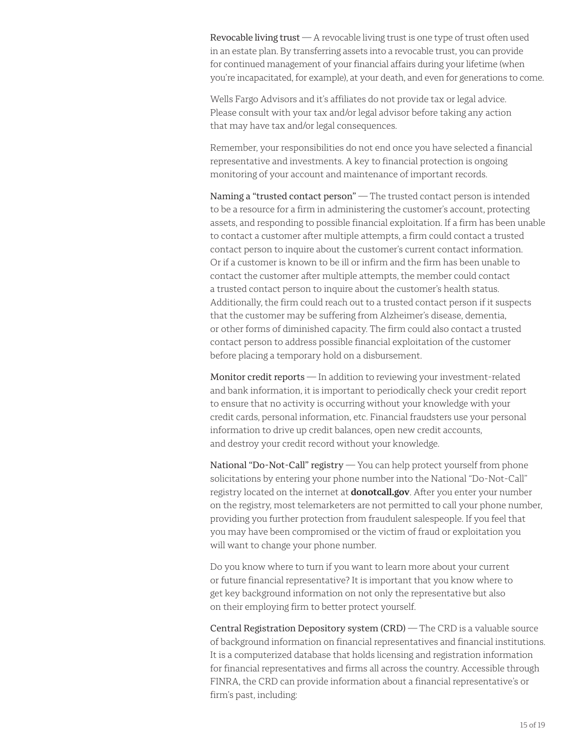Revocable living trust — A revocable living trust is one type of trust often used in an estate plan. By transferring assets into a revocable trust, you can provide for continued management of your financial affairs during your lifetime (when you're incapacitated, for example), at your death, and even for generations to come.

Wells Fargo Advisors and it's affiliates do not provide tax or legal advice. Please consult with your tax and/or legal advisor before taking any action that may have tax and/or legal consequences.

Remember, your responsibilities do not end once you have selected a financial representative and investments. A key to financial protection is ongoing monitoring of your account and maintenance of important records.

Naming a "trusted contact person" — The trusted contact person is intended to be a resource for a firm in administering the customer's account, protecting assets, and responding to possible financial exploitation. If a firm has been unable to contact a customer after multiple attempts, a firm could contact a trusted contact person to inquire about the customer's current contact information. Or if a customer is known to be ill or infirm and the firm has been unable to contact the customer after multiple attempts, the member could contact a trusted contact person to inquire about the customer's health status. Additionally, the firm could reach out to a trusted contact person if it suspects that the customer may be suffering from Alzheimer's disease, dementia, or other forms of diminished capacity. The firm could also contact a trusted contact person to address possible financial exploitation of the customer before placing a temporary hold on a disbursement.

Monitor credit reports — In addition to reviewing your investment-related and bank information, it is important to periodically check your credit report to ensure that no activity is occurring without your knowledge with your credit cards, personal information, etc. Financial fraudsters use your personal information to drive up credit balances, open new credit accounts, and destroy your credit record without your knowledge.

National "Do-Not-Call" registry — You can help protect yourself from phone solicitations by entering your phone number into the National "Do-Not-Call" registry located on the internet at **donotcall.gov**. After you enter your number on the registry, most telemarketers are not permitted to call your phone number, providing you further protection from fraudulent salespeople. If you feel that you may have been compromised or the victim of fraud or exploitation you will want to change your phone number.

Do you know where to turn if you want to learn more about your current or future financial representative? It is important that you know where to get key background information on not only the representative but also on their employing firm to better protect yourself.

Central Registration Depository system (CRD) — The CRD is a valuable source of background information on financial representatives and financial institutions. It is a computerized database that holds licensing and registration information for financial representatives and firms all across the country. Accessible through FINRA, the CRD can provide information about a financial representative's or firm's past, including: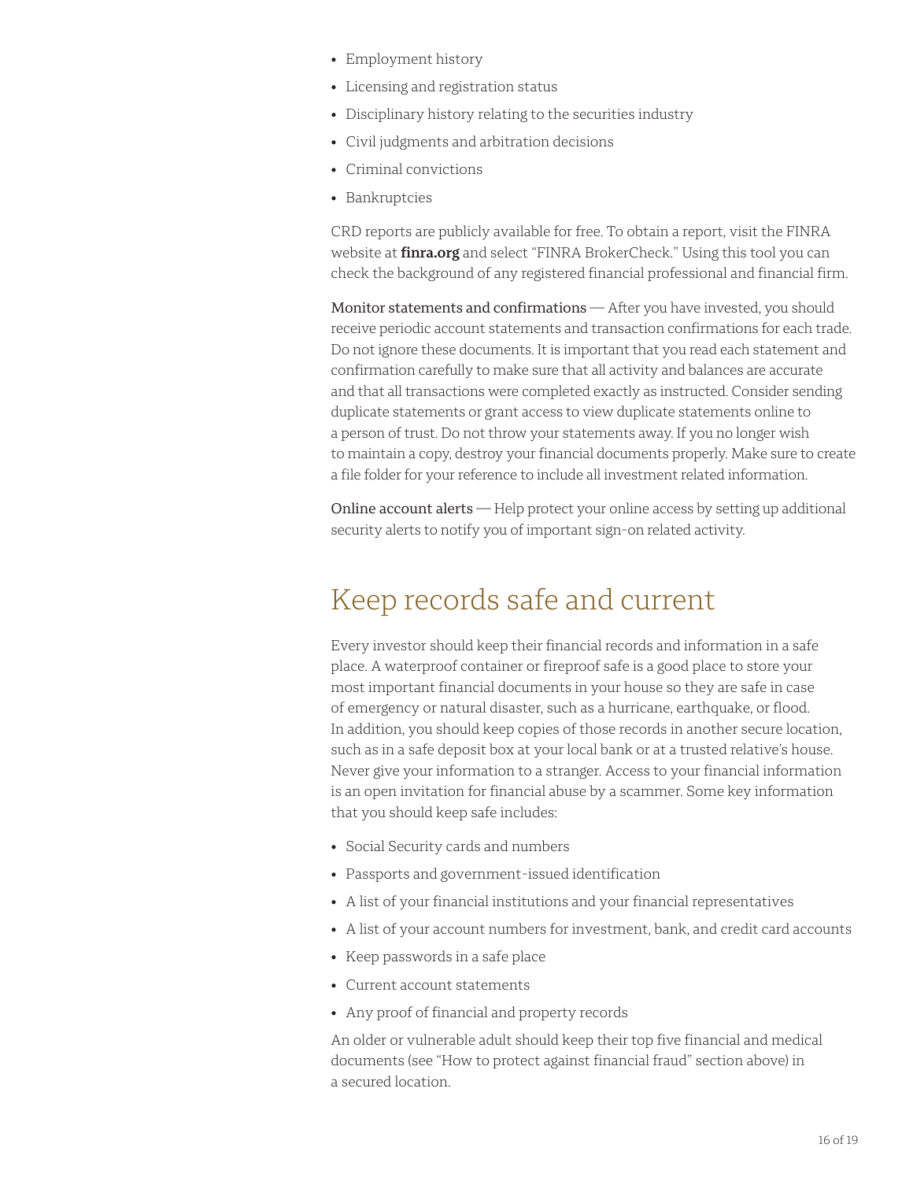- Employment history
- Licensing and registration status
- Disciplinary history relating to the securities industry
- Civil judgments and arbitration decisions
- Criminal convictions
- Bankruptcies

CRD reports are publicly available for free. To obtain a report, visit the FINRA website at **finra.org** and select "FINRA BrokerCheck." Using this tool you can check the background of any registered financial professional and financial firm.

Monitor statements and confirmations — After you have invested, you should receive periodic account statements and transaction confirmations for each trade. Do not ignore these documents. It is important that you read each statement and confirmation carefully to make sure that all activity and balances are accurate and that all transactions were completed exactly as instructed. Consider sending duplicate statements or grant access to view duplicate statements online to a person of trust. Do not throw your statements away. If you no longer wish to maintain a copy, destroy your financial documents properly. Make sure to create a file folder for your reference to include all investment related information.

Online account alerts — Help protect your online access by setting up additional security alerts to notify you of important sign-on related activity.

## Keep records safe and current

Every investor should keep their financial records and information in a safe place. A waterproof container or fireproof safe is a good place to store your most important financial documents in your house so they are safe in case of emergency or natural disaster, such as a hurricane, earthquake, or flood. In addition, you should keep copies of those records in another secure location, such as in a safe deposit box at your local bank or at a trusted relative's house. Never give your information to a stranger. Access to your financial information is an open invitation for financial abuse by a scammer. Some key information that you should keep safe includes:

- Social Security cards and numbers
- Passports and government-issued identification
- A list of your financial institutions and your financial representatives
- A list of your account numbers for investment, bank, and credit card accounts
- Keep passwords in a safe place
- Current account statements
- Any proof of financial and property records

An older or vulnerable adult should keep their top five financial and medical documents (see "How to protect against financial fraud" section above) in a secured location.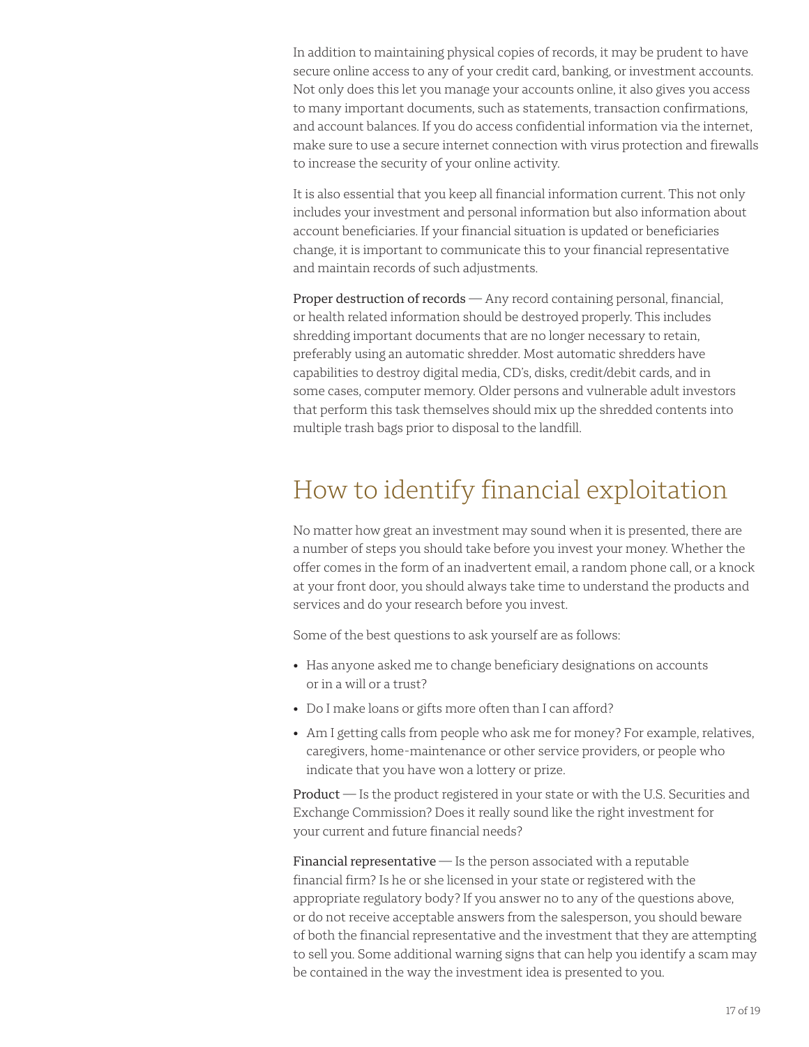In addition to maintaining physical copies of records, it may be prudent to have secure online access to any of your credit card, banking, or investment accounts. Not only does this let you manage your accounts online, it also gives you access to many important documents, such as statements, transaction confirmations, and account balances. If you do access confidential information via the internet, make sure to use a secure internet connection with virus protection and firewalls to increase the security of your online activity.

It is also essential that you keep all financial information current. This not only includes your investment and personal information but also information about account beneficiaries. If your financial situation is updated or beneficiaries change, it is important to communicate this to your financial representative and maintain records of such adjustments.

Proper destruction of records — Any record containing personal, financial, or health related information should be destroyed properly. This includes shredding important documents that are no longer necessary to retain, preferably using an automatic shredder. Most automatic shredders have capabilities to destroy digital media, CD's, disks, credit/debit cards, and in some cases, computer memory. Older persons and vulnerable adult investors that perform this task themselves should mix up the shredded contents into multiple trash bags prior to disposal to the landfill.

## How to identify financial exploitation

No matter how great an investment may sound when it is presented, there are a number of steps you should take before you invest your money. Whether the offer comes in the form of an inadvertent email, a random phone call, or a knock at your front door, you should always take time to understand the products and services and do your research before you invest.

Some of the best questions to ask yourself are as follows:

- Has anyone asked me to change beneficiary designations on accounts or in a will or a trust?
- Do I make loans or gifts more often than I can afford?
- Am I getting calls from people who ask me for money? For example, relatives, caregivers, home-maintenance or other service providers, or people who indicate that you have won a lottery or prize.

Product — Is the product registered in your state or with the U.S. Securities and Exchange Commission? Does it really sound like the right investment for your current and future financial needs?

Financial representative — Is the person associated with a reputable financial firm? Is he or she licensed in your state or registered with the appropriate regulatory body? If you answer no to any of the questions above, or do not receive acceptable answers from the salesperson, you should beware of both the financial representative and the investment that they are attempting to sell you. Some additional warning signs that can help you identify a scam may be contained in the way the investment idea is presented to you.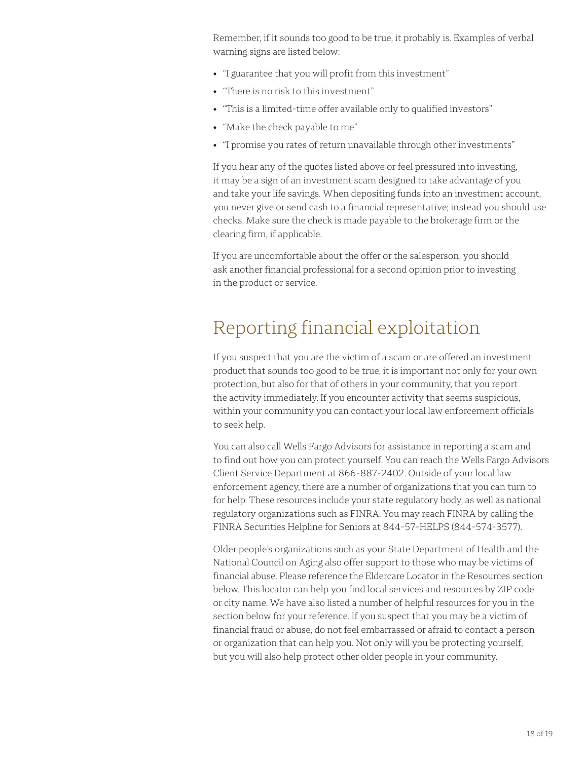Remember, if it sounds too good to be true, it probably is. Examples of verbal warning signs are listed below:

- "I guarantee that you will profit from this investment"
- "There is no risk to this investment"
- "This is a limited-time offer available only to qualified investors"
- "Make the check payable to me"
- "I promise you rates of return unavailable through other investments"

If you hear any of the quotes listed above or feel pressured into investing, it may be a sign of an investment scam designed to take advantage of you and take your life savings. When depositing funds into an investment account, you never give or send cash to a financial representative; instead you should use checks. Make sure the check is made payable to the brokerage firm or the clearing firm, if applicable.

If you are uncomfortable about the offer or the salesperson, you should ask another financial professional for a second opinion prior to investing in the product or service.

## Reporting financial exploitation

If you suspect that you are the victim of a scam or are offered an investment product that sounds too good to be true, it is important not only for your own protection, but also for that of others in your community, that you report the activity immediately. If you encounter activity that seems suspicious, within your community you can contact your local law enforcement officials to seek help.

You can also call Wells Fargo Advisors for assistance in reporting a scam and to find out how you can protect yourself. You can reach the Wells Fargo Advisors Client Service Department at 866-887-2402. Outside of your local law enforcement agency, there are a number of organizations that you can turn to for help. These resources include your state regulatory body, as well as national regulatory organizations such as FINRA. You may reach FINRA by calling the FINRA Securities Helpline for Seniors at 844-57-HELPS (844-574-3577).

Older people's organizations such as your State Department of Health and the National Council on Aging also offer support to those who may be victims of financial abuse. Please reference the Eldercare Locator in the Resources section below. This locator can help you find local services and resources by ZIP code or city name. We have also listed a number of helpful resources for you in the section below for your reference. If you suspect that you may be a victim of financial fraud or abuse, do not feel embarrassed or afraid to contact a person or organization that can help you. Not only will you be protecting yourself, but you will also help protect other older people in your community.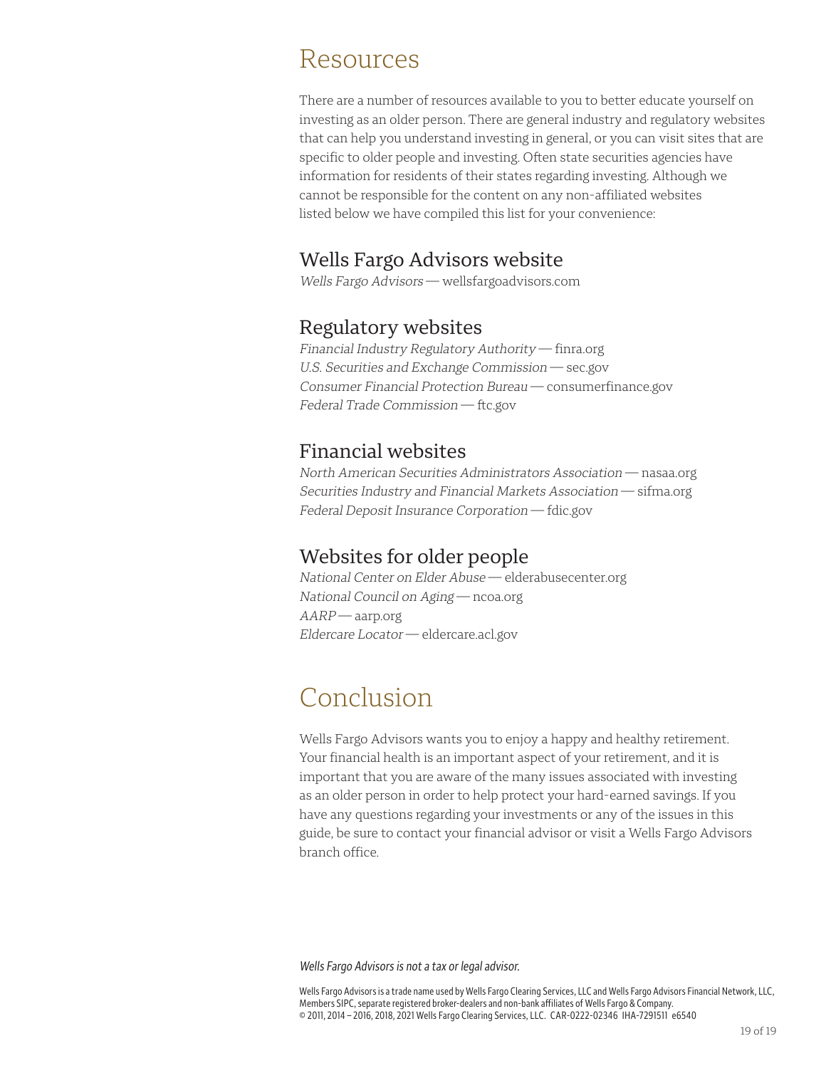# Resources

There are a number of resources available to you to better educate yourself on investing as an older person. There are general industry and regulatory websites that can help you understand investing in general, or you can visit sites that are specific to older people and investing. Often state securities agencies have information for residents of their states regarding investing. Although we cannot be responsible for the content on any non-affiliated websites listed below we have compiled this list for your convenience:

## Wells Fargo Advisors website

*Wells Fargo Advisors* — wellsfargoadvisors.com

## Regulatory websites

*Financial Industry Regulatory Authority* — finra.org
*U.S. Securities and Exchange Commission* — sec.gov
*Consumer Financial Protection Bureau* — consumerfinance.gov
*Federal Trade Commission* — ftc.gov

## Financial websites

*North American Securities Administrators Association* — nasaa.org
*Securities Industry and Financial Markets Association* — sifma.org
*Federal Deposit Insurance Corporation* — fdic.gov

## Websites for older people

*National Center on Elder Abuse* — elderabusecenter.org
*National Council on Aging* — ncoa.org
*AARP* — aarp.org
*Eldercare Locator* — eldercare.acl.gov

# Conclusion

Wells Fargo Advisors wants you to enjoy a happy and healthy retirement. Your financial health is an important aspect of your retirement, and it is important that you are aware of the many issues associated with investing as an older person in order to help protect your hard-earned savings. If you have any questions regarding your investments or any of the issues in this guide, be sure to contact your financial advisor or visit a Wells Fargo Advisors branch office.

*Wells Fargo Advisors is not a tax or legal advisor.*

Wells Fargo Advisors is a trade name used by Wells Fargo Clearing Services, LLC and Wells Fargo Advisors Financial Network, LLC, Members SIPC, separate registered broker-dealers and non-bank affiliates of Wells Fargo & Company.
© 2011, 2014 – 2016, 2018, 2021 Wells Fargo Clearing Services, LLC. CAR-0222-02346 IHA-7291511 e6540